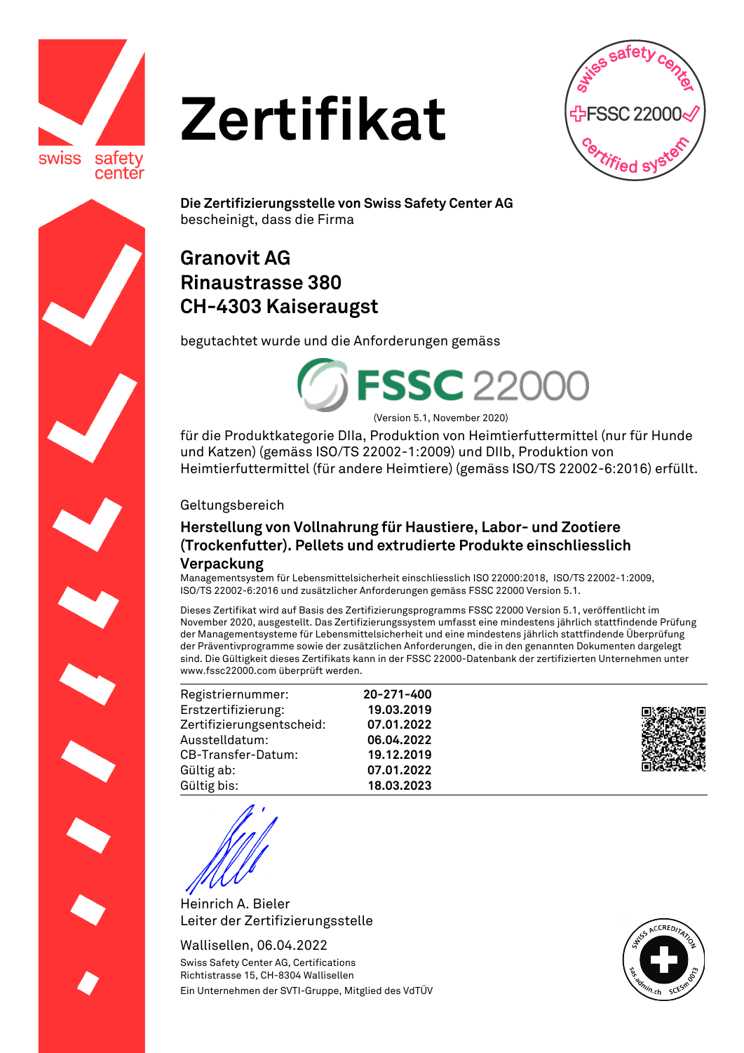# Zertifikat

**Die Zertifizierungsstelle von Swiss Safety Center AG**
bescheinigt, dass die Firma

## Granovit AG
## Rinaustrasse 380
## CH-4303 Kaiseraugst

begutachtet wurde und die Anforderungen gemäss

**FSSC 22000**

(Version 5.1, November 2020)

für die Produktkategorie DIIa, Produktion von Heimtierfuttermittel (nur für Hunde und Katzen) (gemäss ISO/TS 22002-1:2009) und DIIb, Produktion von Heimtierfuttermittel (für andere Heimtiere) (gemäss ISO/TS 22002-6:2016) erfüllt.

Geltungsbereich

**Herstellung von Vollnahrung für Haustiere, Labor- und Zootiere (Trockenfutter). Pellets und extrudierte Produkte einschliesslich Verpackung**

Managementsystem für Lebensmittelsicherheit einschliesslich ISO 22000:2018, ISO/TS 22002-1:2009, ISO/TS 22002-6:2016 und zusätzlicher Anforderungen gemäss FSSC 22000 Version 5.1.

Dieses Zertifikat wird auf Basis des Zertifizierungsprogramms FSSC 22000 Version 5.1, veröffentlicht im November 2020, ausgestellt. Das Zertifizierungssystem umfasst eine mindestens jährlich stattfindende Prüfung der Managementsysteme für Lebensmittelsicherheit und eine mindestens jährlich stattfindende Überprüfung der Präventivprogramme sowie der zusätzlichen Anforderungen, die in den genannten Dokumenten dargelegt sind. Die Gültigkeit dieses Zertifikats kann in der FSSC 22000-Datenbank der zertifizierten Unternehmen unter www.fssc22000.com überprüft werden.

| | |
|---|---|
| Registriernummer: | **20-271-400** |
| Erstzertifizierung: | **19.03.2019** |
| Zertifizierungsentscheid: | **07.01.2022** |
| Ausstelldatum: | **06.04.2022** |
| CB-Transfer-Datum: | **19.12.2019** |
| Gültig ab: | **07.01.2022** |
| Gültig bis: | **18.03.2023** |

Heinrich A. Bieler
Leiter der Zertifizierungsstelle

Wallisellen, 06.04.2022

Swiss Safety Center AG, Certifications
Richtistrasse 15, CH-8304 Wallisellen
Ein Unternehmen der SVTI-Gruppe, Mitglied des VdTÜV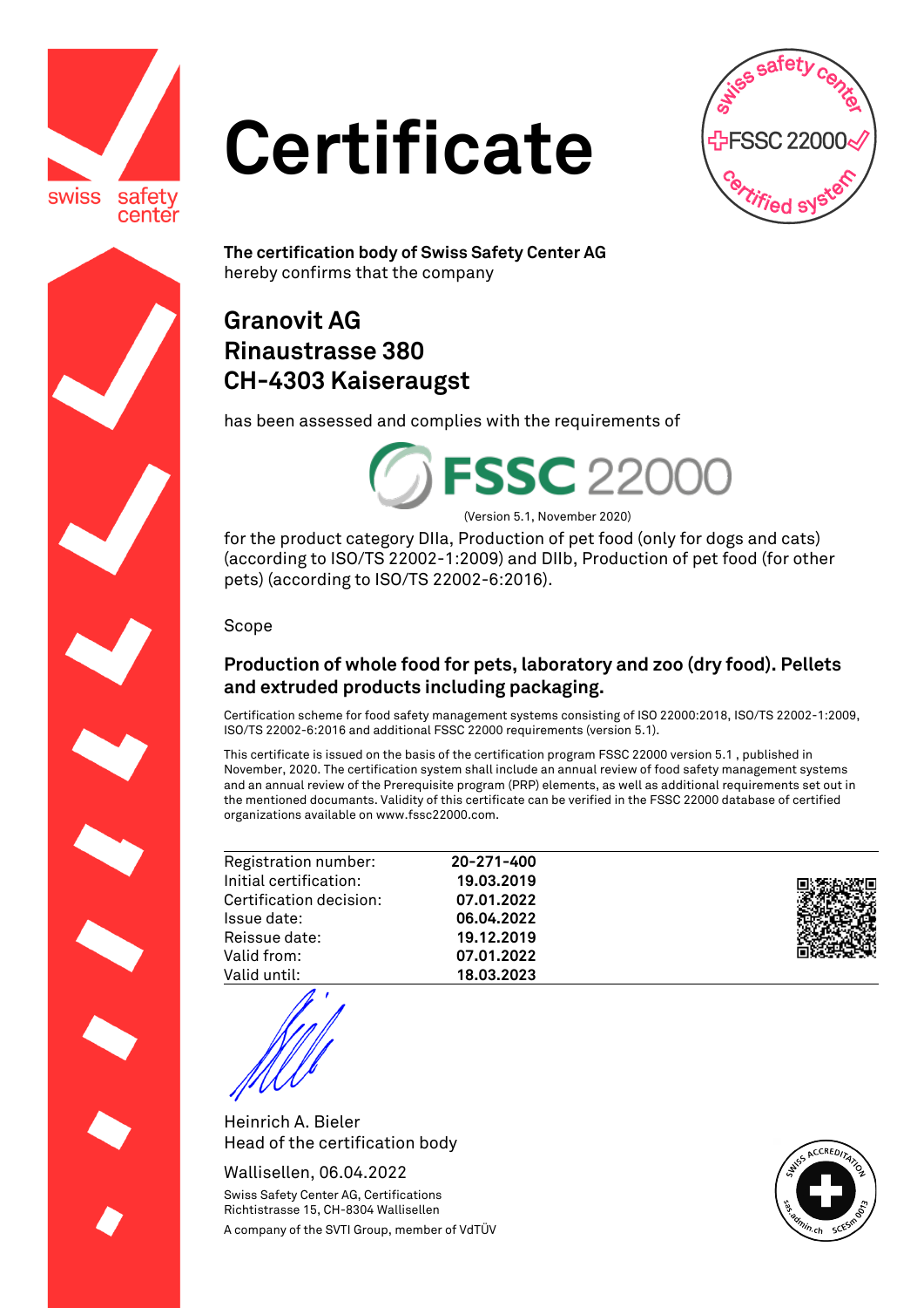# Certificate

**The certification body of Swiss Safety Center AG**
hereby confirms that the company

## Granovit AG
## Rinaustrasse 380
## CH-4303 Kaiseraugst

has been assessed and complies with the requirements of

**FSSC 22000**

(Version 5.1, November 2020)

for the product category DIIa, Production of pet food (only for dogs and cats) (according to ISO/TS 22002-1:2009) and DIIb, Production of pet food (for other pets) (according to ISO/TS 22002-6:2016).

Scope

### Production of whole food for pets, laboratory and zoo (dry food). Pellets and extruded products including packaging.

Certification scheme for food safety management systems consisting of ISO 22000:2018, ISO/TS 22002-1:2009, ISO/TS 22002-6:2016 and additional FSSC 22000 requirements (version 5.1).

This certificate is issued on the basis of the certification program FSSC 22000 version 5.1 , published in November, 2020. The certification system shall include an annual review of food safety management systems and an annual review of the Prerequisite program (PRP) elements, as well as additional requirements set out in the mentioned documents. Validity of this certificate can be verified in the FSSC 22000 database of certified organizations available on www.fssc22000.com.

| | |
|---|---|
| Registration number: | **20-271-400** |
| Initial certification: | **19.03.2019** |
| Certification decision: | **07.01.2022** |
| Issue date: | **06.04.2022** |
| Reissue date: | **19.12.2019** |
| Valid from: | **07.01.2022** |
| Valid until: | **18.03.2023** |

Heinrich A. Bieler
Head of the certification body

Wallisellen, 06.04.2022

Swiss Safety Center AG, Certifications
Richtistrasse 15, CH-8304 Wallisellen
A company of the SVTI Group, member of VdTÜV